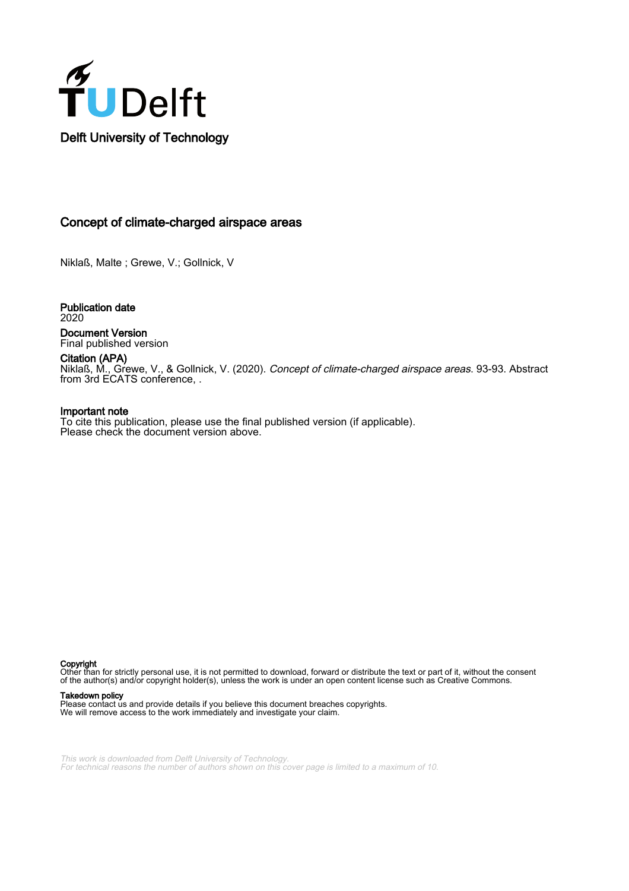Delft University of Technology

# Concept of climate-charged airspace areas

Niklaß, Malte ; Grewe, V.; Gollnick, V

**Publication date**
2020

**Document Version**
Final published version

**Citation (APA)**
Niklaß, M., Grewe, V., & Gollnick, V. (2020). *Concept of climate-charged airspace areas*. 93-93. Abstract from 3rd ECATS conference, .

**Important note**
To cite this publication, please use the final published version (if applicable).
Please check the document version above.

**Copyright**
Other than for strictly personal use, it is not permitted to download, forward or distribute the text or part of it, without the consent of the author(s) and/or copyright holder(s), unless the work is under an open content license such as Creative Commons.

**Takedown policy**
Please contact us and provide details if you believe this document breaches copyrights.
We will remove access to the work immediately and investigate your claim.

*This work is downloaded from Delft University of Technology.*
*For technical reasons the number of authors shown on this cover page is limited to a maximum of 10.*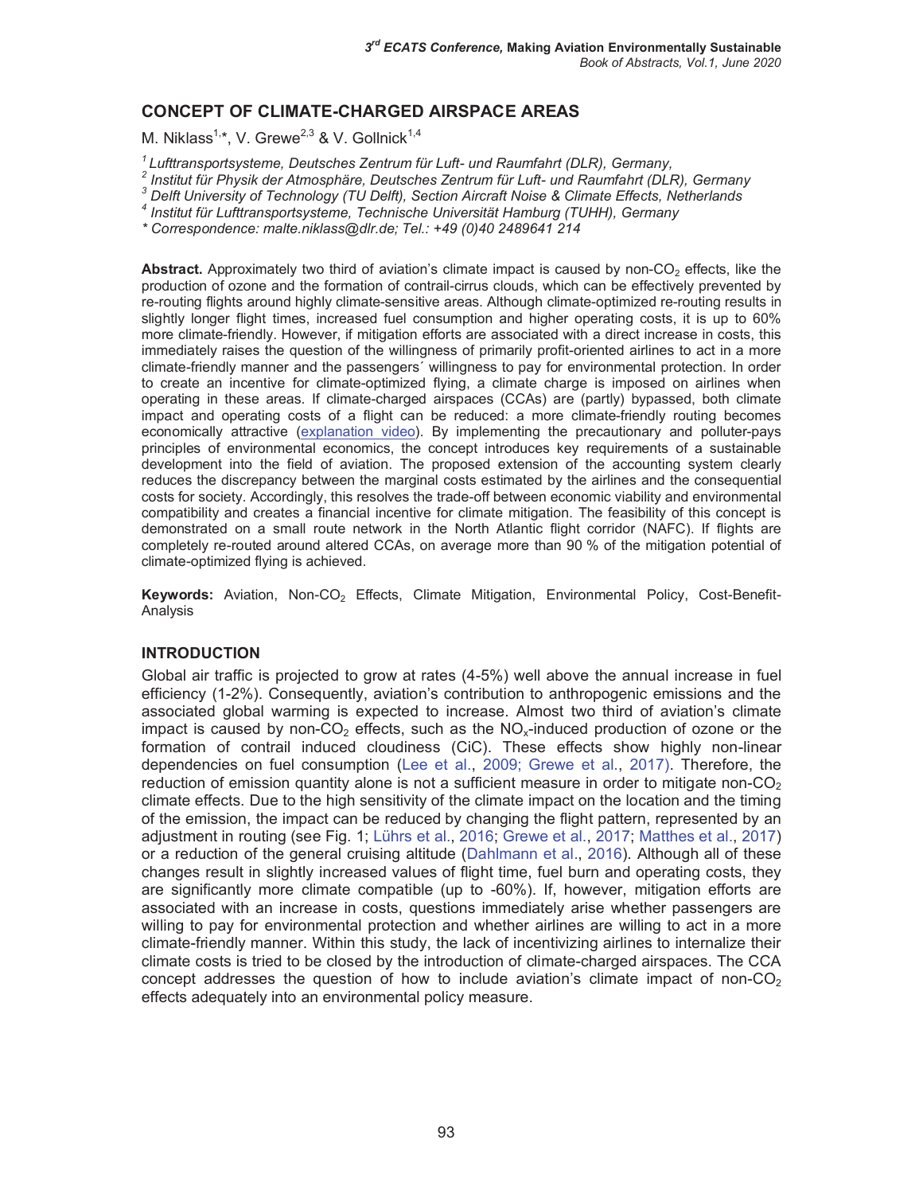## CONCEPT OF CLIMATE-CHARGED AIRSPACE AREAS

M. Niklass[1,*], V. Grewe[2,3] & V. Gollnick[1,4]

[1] *Lufttransportsysteme, Deutsches Zentrum für Luft- und Raumfahrt (DLR), Germany,*
[2] *Institut für Physik der Atmosphäre, Deutsches Zentrum für Luft- und Raumfahrt (DLR), Germany*
[3] *Delft University of Technology (TU Delft), Section Aircraft Noise & Climate Effects, Netherlands*
[4] *Institut für Lufttransportsysteme, Technische Universität Hamburg (TUHH), Germany*
*\* Correspondence: malte.niklass@dlr.de; Tel.: +49 (0)40 2489641 214*

**Abstract.** Approximately two third of aviation's climate impact is caused by non-$CO_2$ effects, like the production of ozone and the formation of contrail-cirrus clouds, which can be effectively prevented by re-routing flights around highly climate-sensitive areas. Although climate-optimized re-routing results in slightly longer flight times, increased fuel consumption and higher operating costs, it is up to 60% more climate-friendly. However, if mitigation efforts are associated with a direct increase in costs, this immediately raises the question of the willingness of primarily profit-oriented airlines to act in a more climate-friendly manner and the passengers´ willingness to pay for environmental protection. In order to create an incentive for climate-optimized flying, a climate charge is imposed on airlines when operating in these areas. If climate-charged airspaces (CCAs) are (partly) bypassed, both climate impact and operating costs of a flight can be reduced: a more climate-friendly routing becomes economically attractive (explanation video). By implementing the precautionary and polluter-pays principles of environmental economics, the concept introduces key requirements of a sustainable development into the field of aviation. The proposed extension of the accounting system clearly reduces the discrepancy between the marginal costs estimated by the airlines and the consequential costs for society. Accordingly, this resolves the trade-off between economic viability and environmental compatibility and creates a financial incentive for climate mitigation. The feasibility of this concept is demonstrated on a small route network in the North Atlantic flight corridor (NAFC). If flights are completely re-routed around altered CCAs, on average more than 90 % of the mitigation potential of climate-optimized flying is achieved.

**Keywords:** Aviation, Non-$CO_2$ Effects, Climate Mitigation, Environmental Policy, Cost-Benefit-Analysis

## INTRODUCTION

Global air traffic is projected to grow at rates (4-5%) well above the annual increase in fuel efficiency (1-2%). Consequently, aviation's contribution to anthropogenic emissions and the associated global warming is expected to increase. Almost two third of aviation's climate impact is caused by non-$CO_2$ effects, such as the $NO_x$-induced production of ozone or the formation of contrail induced cloudiness (CiC). These effects show highly non-linear dependencies on fuel consumption (Lee et al., 2009; Grewe et al., 2017). Therefore, the reduction of emission quantity alone is not a sufficient measure in order to mitigate non-$CO_2$ climate effects. Due to the high sensitivity of the climate impact on the location and the timing of the emission, the impact can be reduced by changing the flight pattern, represented by an adjustment in routing (see Fig. 1; Lührs et al., 2016; Grewe et al., 2017; Matthes et al., 2017) or a reduction of the general cruising altitude (Dahlmann et al., 2016). Although all of these changes result in slightly increased values of flight time, fuel burn and operating costs, they are significantly more climate compatible (up to -60%). If, however, mitigation efforts are associated with an increase in costs, questions immediately arise whether passengers are willing to pay for environmental protection and whether airlines are willing to act in a more climate-friendly manner. Within this study, the lack of incentivizing airlines to internalize their climate costs is tried to be closed by the introduction of climate-charged airspaces. The CCA concept addresses the question of how to include aviation's climate impact of non-$CO_2$ effects adequately into an environmental policy measure.